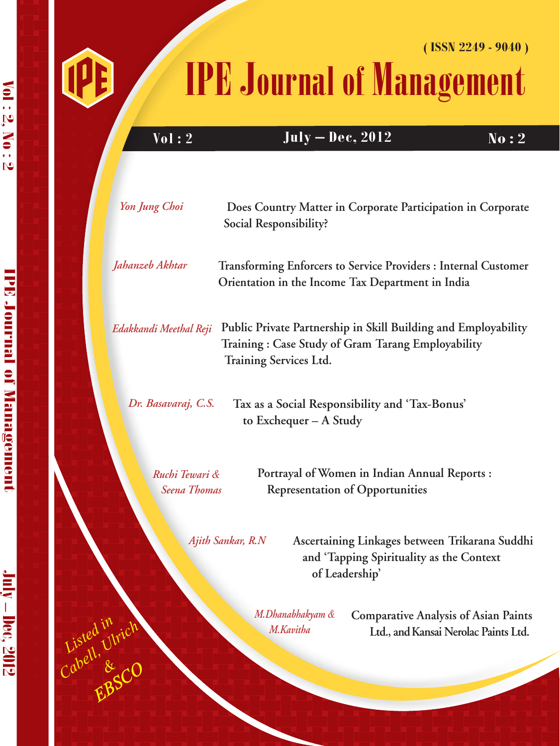( ISSN 2249 - 9040 )

# IPE Journal of Management

Vol : 2 | July – Dec, 2012 | No : 2

*Yon Jung Choi* — Does Country Matter in Corporate Participation in Corporate Social Responsibility?

*Jahanzeb Akhtar* — Transforming Enforcers to Service Providers : Internal Customer Orientation in the Income Tax Department in India

*Edakkandi Meethal Reji* — Public Private Partnership in Skill Building and Employability Training : Case Study of Gram Tarang Employability Training Services Ltd.

*Dr. Basavaraj, C.S.* — Tax as a Social Responsibility and 'Tax-Bonus' to Exchequer – A Study

*Ruchi Tewari & Seena Thomas* — Portrayal of Women in Indian Annual Reports : Representation of Opportunities

*Ajith Sankar, R.N* — Ascertaining Linkages between Trikarana Suddhi and 'Tapping Spirituality as the Context of Leadership'

*M.Dhanabhakyam & M.Kavitha* — Comparative Analysis of Asian Paints Ltd., and Kansai Nerolac Paints Ltd.

*Listed in Cabell, Ulrich & EBSCO*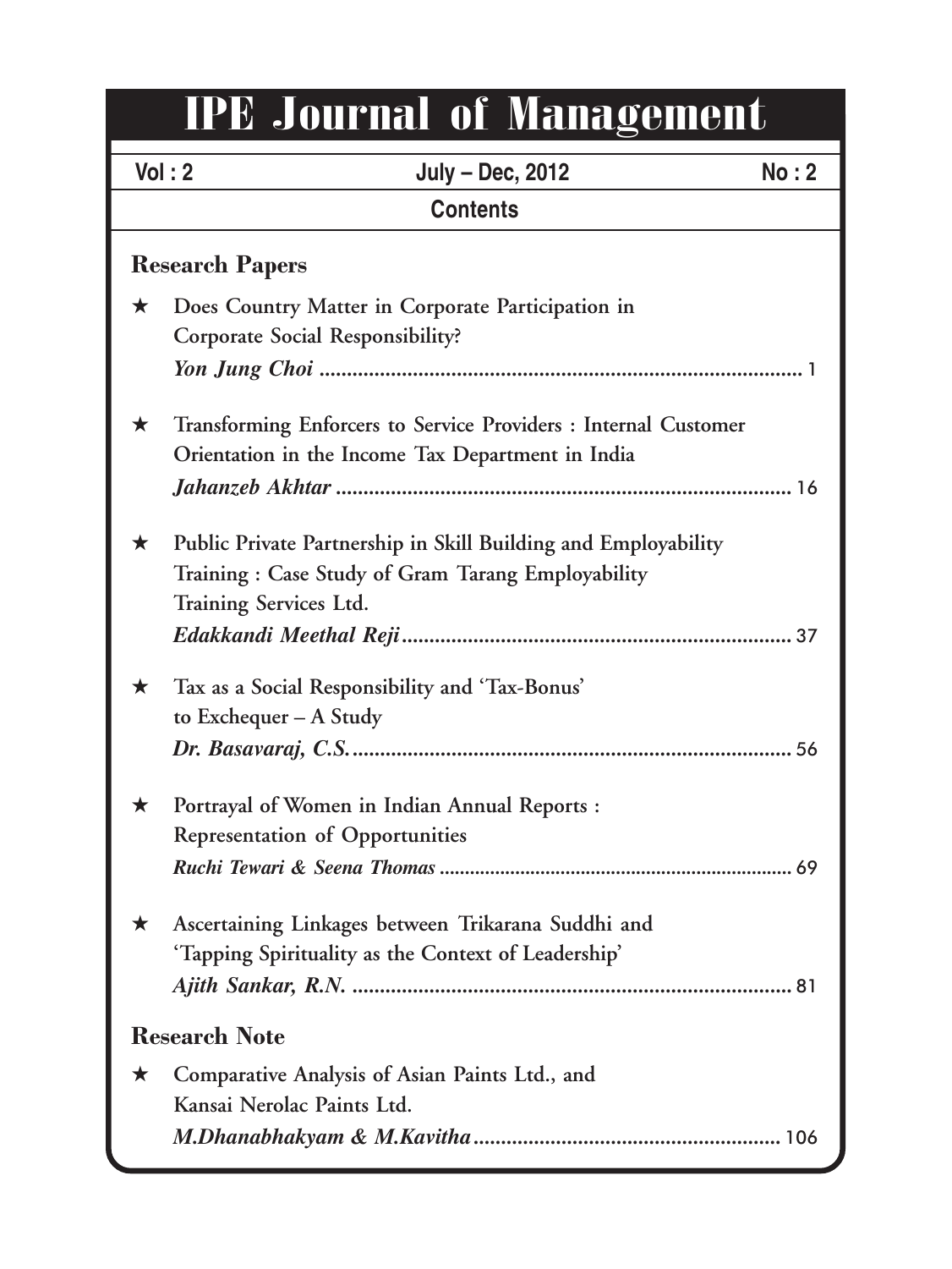# IPE Journal of Management

**Vol : 2** | **July – Dec, 2012** | **No : 2**

## Contents

### Research Papers

- **Does Country Matter in Corporate Participation in Corporate Social Responsibility?**
  ***Yon Jung Choi*** ........................................................................ 1

- **Transforming Enforcers to Service Providers : Internal Customer Orientation in the Income Tax Department in India**
  ***Jahanzeb Akhtar*** ........................................................................ 16

- **Public Private Partnership in Skill Building and Employability Training : Case Study of Gram Tarang Employability Training Services Ltd.**
  ***Edakkandi Meethal Reji*** ........................................................................ 37

- **Tax as a Social Responsibility and 'Tax-Bonus' to Exchequer – A Study**
  ***Dr. Basavaraj, C.S.*** ........................................................................ 56

- **Portrayal of Women in Indian Annual Reports : Representation of Opportunities**
  ***Ruchi Tewari & Seena Thomas*** ........................................................................ 69

- **Ascertaining Linkages between Trikarana Suddhi and 'Tapping Spirituality as the Context of Leadership'**
  ***Ajith Sankar, R.N.*** ........................................................................ 81

### Research Note

- **Comparative Analysis of Asian Paints Ltd., and Kansai Nerolac Paints Ltd.**
  ***M.Dhanabhakyam & M.Kavitha*** ........................................................................ 106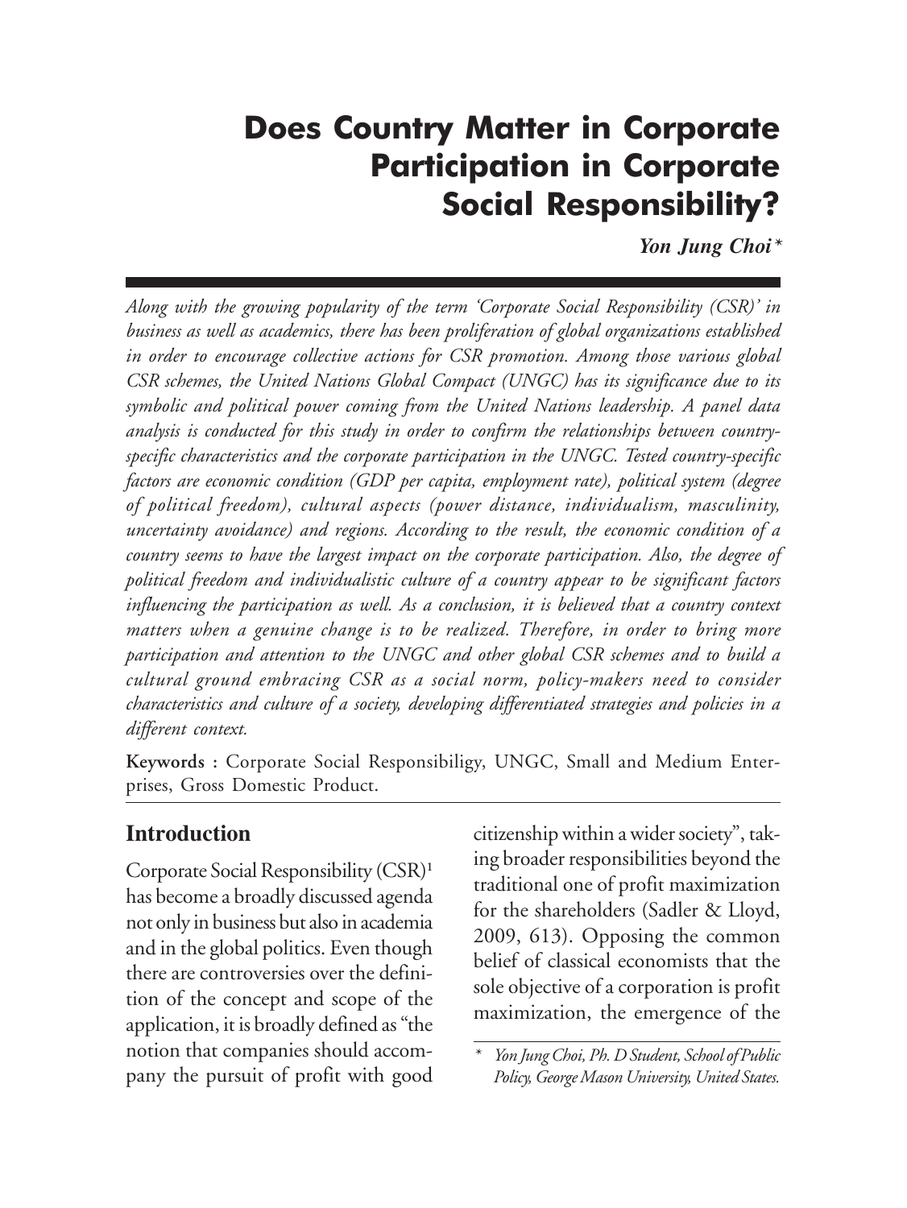# Does Country Matter in Corporate Participation in Corporate Social Responsibility?

***Yon Jung Choi****

*Along with the growing popularity of the term 'Corporate Social Responsibility (CSR)' in business as well as academics, there has been proliferation of global organizations established in order to encourage collective actions for CSR promotion. Among those various global CSR schemes, the United Nations Global Compact (UNGC) has its significance due to its symbolic and political power coming from the United Nations leadership. A panel data analysis is conducted for this study in order to confirm the relationships between country-specific characteristics and the corporate participation in the UNGC. Tested country-specific factors are economic condition (GDP per capita, employment rate), political system (degree of political freedom), cultural aspects (power distance, individualism, masculinity, uncertainty avoidance) and regions. According to the result, the economic condition of a country seems to have the largest impact on the corporate participation. Also, the degree of political freedom and individualistic culture of a country appear to be significant factors influencing the participation as well. As a conclusion, it is believed that a country context matters when a genuine change is to be realized. Therefore, in order to bring more participation and attention to the UNGC and other global CSR schemes and to build a cultural ground embracing CSR as a social norm, policy-makers need to consider characteristics and culture of a society, developing differentiated strategies and policies in a different context.*

**Keywords :** Corporate Social Responsibiligy, UNGC, Small and Medium Enterprises, Gross Domestic Product.

## Introduction

Corporate Social Responsibility (CSR)[1] has become a broadly discussed agenda not only in business but also in academia and in the global politics. Even though there are controversies over the definition of the concept and scope of the application, it is broadly defined as "the notion that companies should accompany the pursuit of profit with good citizenship within a wider society", taking broader responsibilities beyond the traditional one of profit maximization for the shareholders (Sadler & Lloyd, 2009, 613). Opposing the common belief of classical economists that the sole objective of a corporation is profit maximization, the emergence of the

\* *Yon Jung Choi, Ph. D Student, School of Public Policy, George Mason University, United States.*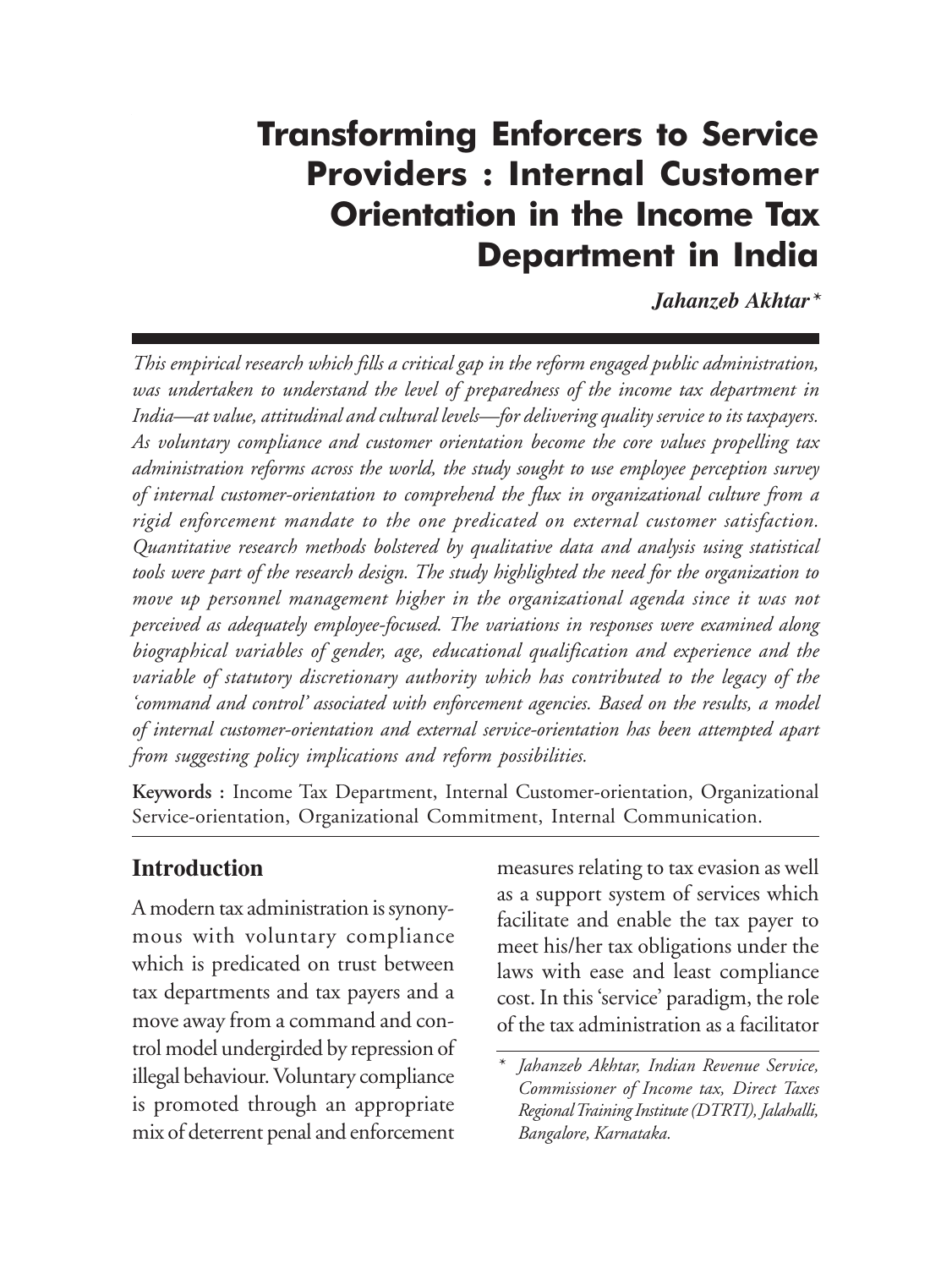# Transforming Enforcers to Service Providers : Internal Customer Orientation in the Income Tax Department in India

***Jahanzeb Akhtar*** *

*This empirical research which fills a critical gap in the reform engaged public administration, was undertaken to understand the level of preparedness of the income tax department in India—at value, attitudinal and cultural levels—for delivering quality service to its taxpayers. As voluntary compliance and customer orientation become the core values propelling tax administration reforms across the world, the study sought to use employee perception survey of internal customer-orientation to comprehend the flux in organizational culture from a rigid enforcement mandate to the one predicated on external customer satisfaction. Quantitative research methods bolstered by qualitative data and analysis using statistical tools were part of the research design. The study highlighted the need for the organization to move up personnel management higher in the organizational agenda since it was not perceived as adequately employee-focused. The variations in responses were examined along biographical variables of gender, age, educational qualification and experience and the variable of statutory discretionary authority which has contributed to the legacy of the 'command and control' associated with enforcement agencies. Based on the results, a model of internal customer-orientation and external service-orientation has been attempted apart from suggesting policy implications and reform possibilities.*

**Keywords :** Income Tax Department, Internal Customer-orientation, Organizational Service-orientation, Organizational Commitment, Internal Communication.

## Introduction

A modern tax administration is synonymous with voluntary compliance which is predicated on trust between tax departments and tax payers and a move away from a command and control model undergirded by repression of illegal behaviour. Voluntary compliance is promoted through an appropriate mix of deterrent penal and enforcement measures relating to tax evasion as well as a support system of services which facilitate and enable the tax payer to meet his/her tax obligations under the laws with ease and least compliance cost. In this 'service' paradigm, the role of the tax administration as a facilitator

\* *Jahanzeb Akhtar, Indian Revenue Service, Commissioner of Income tax, Direct Taxes Regional Training Institute (DTRTI), Jalahalli, Bangalore, Karnataka.*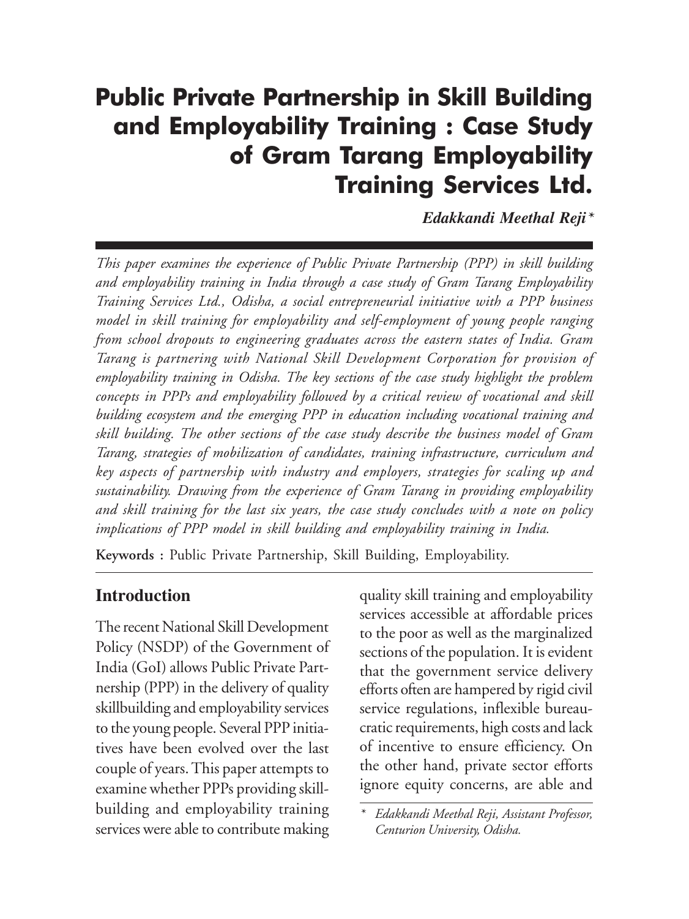# Public Private Partnership in Skill Building and Employability Training : Case Study of Gram Tarang Employability Training Services Ltd.

***Edakkandi Meethal Reji*** *

*This paper examines the experience of Public Private Partnership (PPP) in skill building and employability training in India through a case study of Gram Tarang Employability Training Services Ltd., Odisha, a social entrepreneurial initiative with a PPP business model in skill training for employability and self-employment of young people ranging from school dropouts to engineering graduates across the eastern states of India. Gram Tarang is partnering with National Skill Development Corporation for provision of employability training in Odisha. The key sections of the case study highlight the problem concepts in PPPs and employability followed by a critical review of vocational and skill building ecosystem and the emerging PPP in education including vocational training and skill building. The other sections of the case study describe the business model of Gram Tarang, strategies of mobilization of candidates, training infrastructure, curriculum and key aspects of partnership with industry and employers, strategies for scaling up and sustainability. Drawing from the experience of Gram Tarang in providing employability and skill training for the last six years, the case study concludes with a note on policy implications of PPP model in skill building and employability training in India.*

**Keywords :** Public Private Partnership, Skill Building, Employability.

## Introduction

The recent National Skill Development Policy (NSDP) of the Government of India (GoI) allows Public Private Partnership (PPP) in the delivery of quality skillbuilding and employability services to the young people. Several PPP initiatives have been evolved over the last couple of years. This paper attempts to examine whether PPPs providing skill-building and employability training services were able to contribute making quality skill training and employability services accessible at affordable prices to the poor as well as the marginalized sections of the population. It is evident that the government service delivery efforts often are hampered by rigid civil service regulations, inflexible bureaucratic requirements, high costs and lack of incentive to ensure efficiency. On the other hand, private sector efforts ignore equity concerns, are able and

\* *Edakkandi Meethal Reji, Assistant Professor, Centurion University, Odisha.*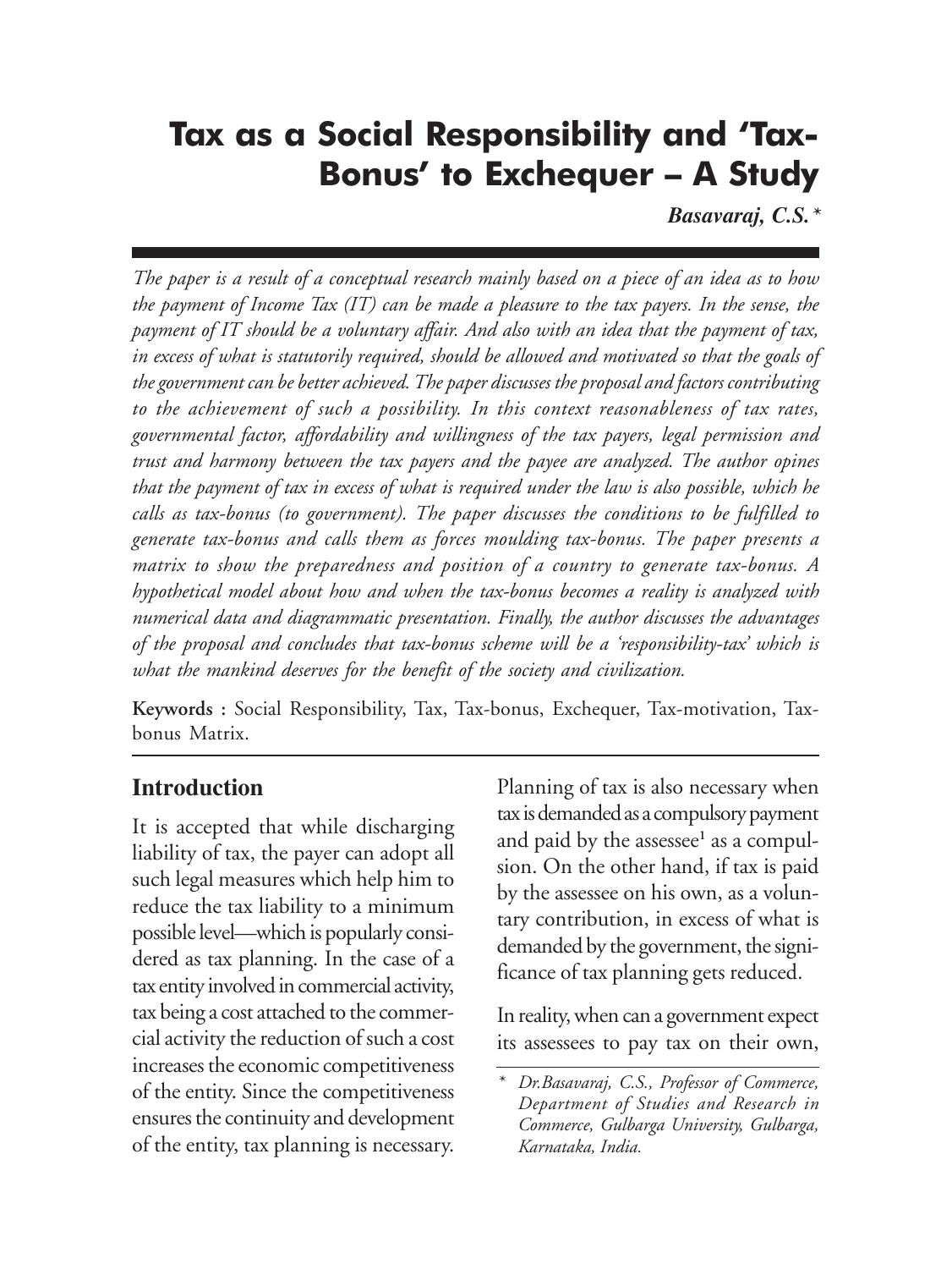# Tax as a Social Responsibility and 'Tax-Bonus' to Exchequer – A Study

***Basavaraj, C.S.\****

*The paper is a result of a conceptual research mainly based on a piece of an idea as to how the payment of Income Tax (IT) can be made a pleasure to the tax payers. In the sense, the payment of IT should be a voluntary affair. And also with an idea that the payment of tax, in excess of what is statutorily required, should be allowed and motivated so that the goals of the government can be better achieved. The paper discusses the proposal and factors contributing to the achievement of such a possibility. In this context reasonableness of tax rates, governmental factor, affordability and willingness of the tax payers, legal permission and trust and harmony between the tax payers and the payee are analyzed. The author opines that the payment of tax in excess of what is required under the law is also possible, which he calls as tax-bonus (to government). The paper discusses the conditions to be fulfilled to generate tax-bonus and calls them as forces moulding tax-bonus. The paper presents a matrix to show the preparedness and position of a country to generate tax-bonus. A hypothetical model about how and when the tax-bonus becomes a reality is analyzed with numerical data and diagrammatic presentation. Finally, the author discusses the advantages of the proposal and concludes that tax-bonus scheme will be a 'responsibility-tax' which is what the mankind deserves for the benefit of the society and civilization.*

**Keywords :** Social Responsibility, Tax, Tax-bonus, Exchequer, Tax-motivation, Tax-bonus Matrix.

## Introduction

It is accepted that while discharging liability of tax, the payer can adopt all such legal measures which help him to reduce the tax liability to a minimum possible level—which is popularly considered as tax planning. In the case of a tax entity involved in commercial activity, tax being a cost attached to the commercial activity the reduction of such a cost increases the economic competitiveness of the entity. Since the competitiveness ensures the continuity and development of the entity, tax planning is necessary.

Planning of tax is also necessary when tax is demanded as a compulsory payment and paid by the assessee[1] as a compulsion. On the other hand, if tax is paid by the assessee on his own, as a voluntary contribution, in excess of what is demanded by the government, the significance of tax planning gets reduced.

In reality, when can a government expect its assessees to pay tax on their own,

---

\* *Dr.Basavaraj, C.S., Professor of Commerce, Department of Studies and Research in Commerce, Gulbarga University, Gulbarga, Karnataka, India.*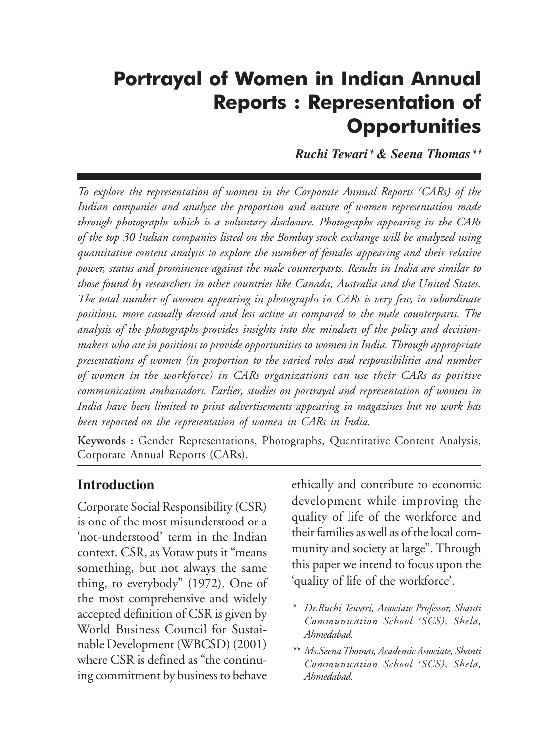# Portrayal of Women in Indian Annual Reports : Representation of Opportunities

***Ruchi Tewari\* & Seena Thomas\*\****

*To explore the representation of women in the Corporate Annual Reports (CARs) of the Indian companies and analyze the proportion and nature of women representation made through photographs which is a voluntary disclosure. Photographs appearing in the CARs of the top 30 Indian companies listed on the Bombay stock exchange will be analyzed using quantitative content analysis to explore the number of females appearing and their relative power, status and prominence against the male counterparts. Results in India are similar to those found by researchers in other countries like Canada, Australia and the United States. The total number of women appearing in photographs in CARs is very few, in subordinate positions, more casually dressed and less active as compared to the male counterparts. The analysis of the photographs provides insights into the mindsets of the policy and decision-makers who are in positions to provide opportunities to women in India. Through appropriate presentations of women (in proportion to the varied roles and responsibilities and number of women in the workforce) in CARs organizations can use their CARs as positive communication ambassadors. Earlier, studies on portrayal and representation of women in India have been limited to print advertisements appearing in magazines but no work has been reported on the representation of women in CARs in India.*

**Keywords :** Gender Representations, Photographs, Quantitative Content Analysis, Corporate Annual Reports (CARs).

## Introduction

Corporate Social Responsibility (CSR) is one of the most misunderstood or a 'not-understood' term in the Indian context. CSR, as Votaw puts it "means something, but not always the same thing, to everybody" (1972). One of the most comprehensive and widely accepted definition of CSR is given by World Business Council for Sustainable Development (WBCSD) (2001) where CSR is defined as "the continuing commitment by business to behave ethically and contribute to economic development while improving the quality of life of the workforce and their families as well as of the local community and society at large". Through this paper we intend to focus upon the 'quality of life of the workforce'.

\* *Dr.Ruchi Tewari, Associate Professor, Shanti Communication School (SCS), Shela, Ahmedabad.*

\*\* *Ms.Seena Thomas, Academic Associate, Shanti Communication School (SCS), Shela, Ahmedabad.*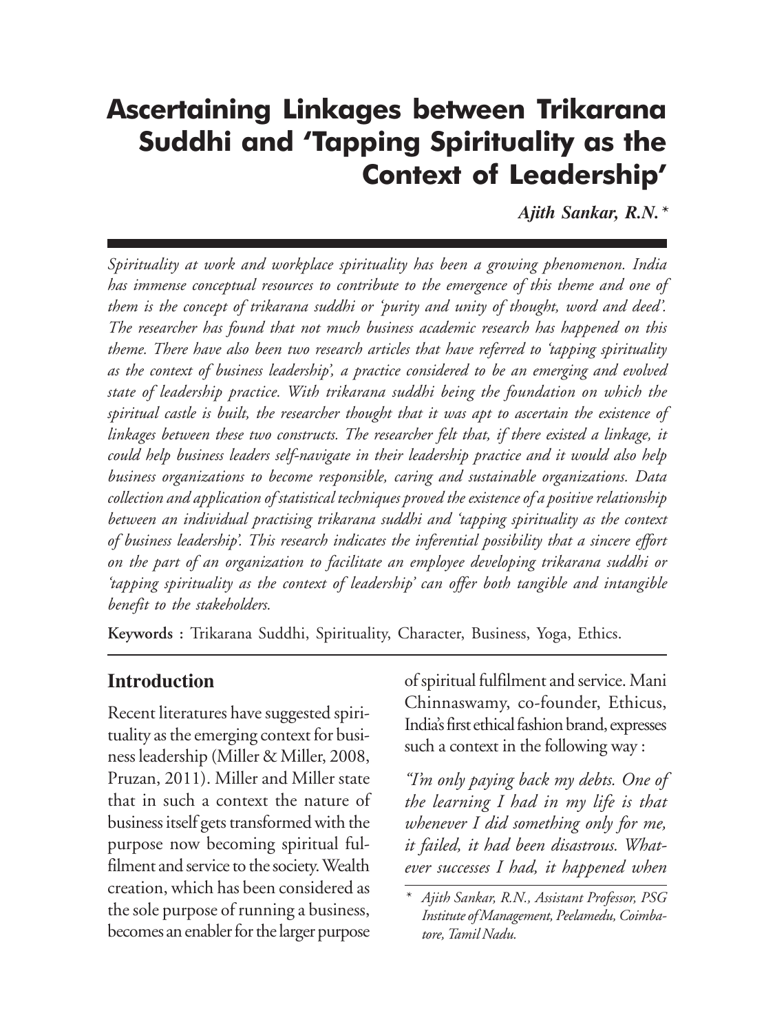# Ascertaining Linkages between Trikarana Suddhi and 'Tapping Spirituality as the Context of Leadership'

***Ajith Sankar, R.N.****

*Spirituality at work and workplace spirituality has been a growing phenomenon. India has immense conceptual resources to contribute to the emergence of this theme and one of them is the concept of trikarana suddhi or 'purity and unity of thought, word and deed'. The researcher has found that not much business academic research has happened on this theme. There have also been two research articles that have referred to 'tapping spirituality as the context of business leadership', a practice considered to be an emerging and evolved state of leadership practice. With trikarana suddhi being the foundation on which the spiritual castle is built, the researcher thought that it was apt to ascertain the existence of linkages between these two constructs. The researcher felt that, if there existed a linkage, it could help business leaders self-navigate in their leadership practice and it would also help business organizations to become responsible, caring and sustainable organizations. Data collection and application of statistical techniques proved the existence of a positive relationship between an individual practising trikarana suddhi and 'tapping spirituality as the context of business leadership'. This research indicates the inferential possibility that a sincere effort on the part of an organization to facilitate an employee developing trikarana suddhi or 'tapping spirituality as the context of leadership' can offer both tangible and intangible benefit to the stakeholders.*

**Keywords :** Trikarana Suddhi, Spirituality, Character, Business, Yoga, Ethics.

## Introduction

Recent literatures have suggested spirituality as the emerging context for business leadership (Miller & Miller, 2008, Pruzan, 2011). Miller and Miller state that in such a context the nature of business itself gets transformed with the purpose now becoming spiritual fulfilment and service to the society. Wealth creation, which has been considered as the sole purpose of running a business, becomes an enabler for the larger purpose of spiritual fulfilment and service. Mani Chinnaswamy, co-founder, Ethicus, India's first ethical fashion brand, expresses such a context in the following way :

*"I'm only paying back my debts. One of the learning I had in my life is that whenever I did something only for me, it failed, it had been disastrous. Whatever successes I had, it happened when*

---

* *Ajith Sankar, R.N., Assistant Professor, PSG Institute of Management, Peelamedu, Coimbatore, Tamil Nadu.*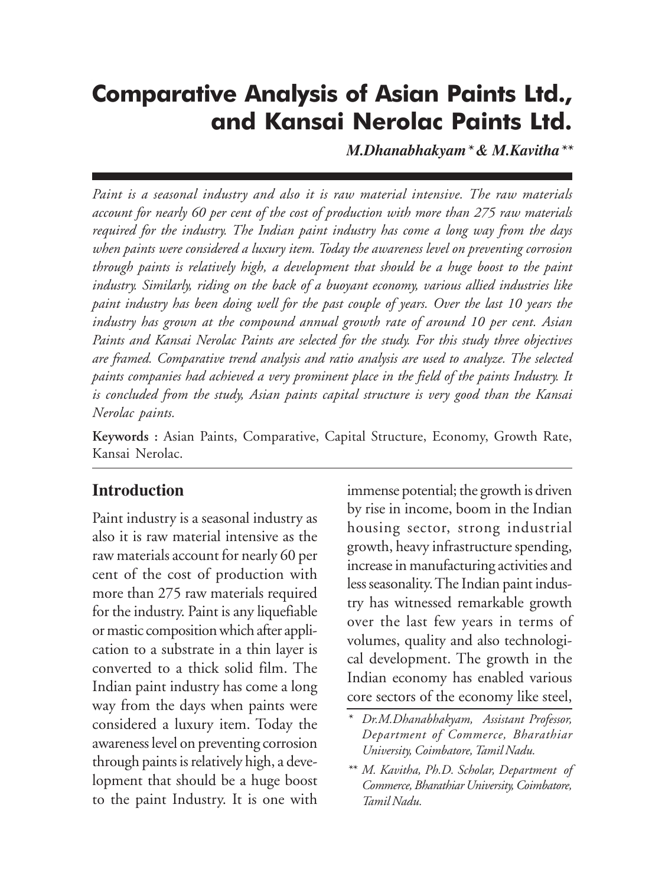# Comparative Analysis of Asian Paints Ltd., and Kansai Nerolac Paints Ltd.

***M.Dhanabhakyam* & M.Kavitha*****

*Paint is a seasonal industry and also it is raw material intensive. The raw materials account for nearly 60 per cent of the cost of production with more than 275 raw materials required for the industry. The Indian paint industry has come a long way from the days when paints were considered a luxury item. Today the awareness level on preventing corrosion through paints is relatively high, a development that should be a huge boost to the paint industry. Similarly, riding on the back of a buoyant economy, various allied industries like paint industry has been doing well for the past couple of years. Over the last 10 years the industry has grown at the compound annual growth rate of around 10 per cent. Asian Paints and Kansai Nerolac Paints are selected for the study. For this study three objectives are framed. Comparative trend analysis and ratio analysis are used to analyze. The selected paints companies had achieved a very prominent place in the field of the paints Industry. It is concluded from the study, Asian paints capital structure is very good than the Kansai Nerolac paints.*

**Keywords :** Asian Paints, Comparative, Capital Structure, Economy, Growth Rate, Kansai Nerolac.

## Introduction

Paint industry is a seasonal industry as also it is raw material intensive as the raw materials account for nearly 60 per cent of the cost of production with more than 275 raw materials required for the industry. Paint is any liquefiable or mastic composition which after application to a substrate in a thin layer is converted to a thick solid film. The Indian paint industry has come a long way from the days when paints were considered a luxury item. Today the awareness level on preventing corrosion through paints is relatively high, a development that should be a huge boost to the paint Industry. It is one with immense potential; the growth is driven by rise in income, boom in the Indian housing sector, strong industrial growth, heavy infrastructure spending, increase in manufacturing activities and less seasonality. The Indian paint industry has witnessed remarkable growth over the last few years in terms of volumes, quality and also technological development. The growth in the Indian economy has enabled various core sectors of the economy like steel,

\* *Dr.M.Dhanabhakyam, Assistant Professor, Department of Commerce, Bharathiar University, Coimbatore, Tamil Nadu.*

\** *M. Kavitha, Ph.D. Scholar, Department of Commerce, Bharathiar University, Coimbatore, Tamil Nadu.*